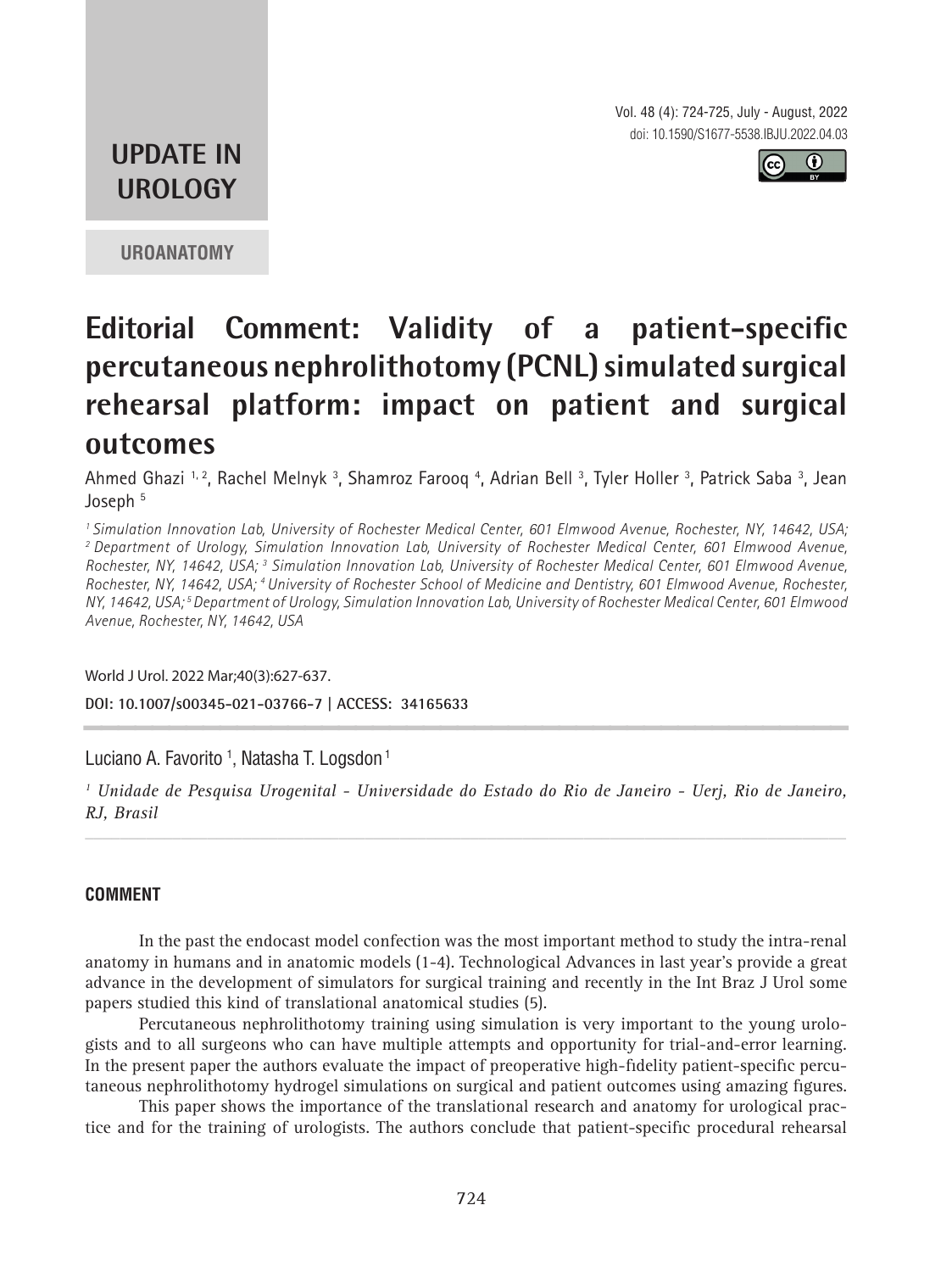UPDATE IN UROLOGY

UROANATOMY

# Editorial Comment: Validity of a patient-specific percutaneous nephrolithotomy (PCNL) simulated surgical rehearsal platform: impact on patient and surgical outcomes

Ahmed Ghazi [1, 2], Rachel Melnyk [3], Shamroz Farooq [4], Adrian Bell [3], Tyler Holler [3], Patrick Saba [3], Jean Joseph [5]

*[1] Simulation Innovation Lab, University of Rochester Medical Center, 601 Elmwood Avenue, Rochester, NY, 14642, USA; [2] Department of Urology, Simulation Innovation Lab, University of Rochester Medical Center, 601 Elmwood Avenue, Rochester, NY, 14642, USA; [3] Simulation Innovation Lab, University of Rochester Medical Center, 601 Elmwood Avenue, Rochester, NY, 14642, USA; [4] University of Rochester School of Medicine and Dentistry, 601 Elmwood Avenue, Rochester, NY, 14642, USA; [5] Department of Urology, Simulation Innovation Lab, University of Rochester Medical Center, 601 Elmwood Avenue, Rochester, NY, 14642, USA*

World J Urol. 2022 Mar;40(3):627-637.

**DOI: 10.1007/s00345-021-03766-7 | ACCESS: 34165633**

---

Luciano A. Favorito [1], Natasha T. Logsdon [1]

*[1] Unidade de Pesquisa Urogenital - Universidade do Estado do Rio de Janeiro - Uerj, Rio de Janeiro, RJ, Brasil*

---

## COMMENT

In the past the endocast model confection was the most important method to study the intra-renal anatomy in humans and in anatomic models (1-4). Technological Advances in last year's provide a great advance in the development of simulators for surgical training and recently in the Int Braz J Urol some papers studied this kind of translational anatomical studies (5).

Percutaneous nephrolithotomy training using simulation is very important to the young urologists and to all surgeons who can have multiple attempts and opportunity for trial-and-error learning. In the present paper the authors evaluate the impact of preoperative high-fidelity patient-specific percutaneous nephrolithotomy hydrogel simulations on surgical and patient outcomes using amazing figures.

This paper shows the importance of the translational research and anatomy for urological practice and for the training of urologists. The authors conclude that patient-specific procedural rehearsal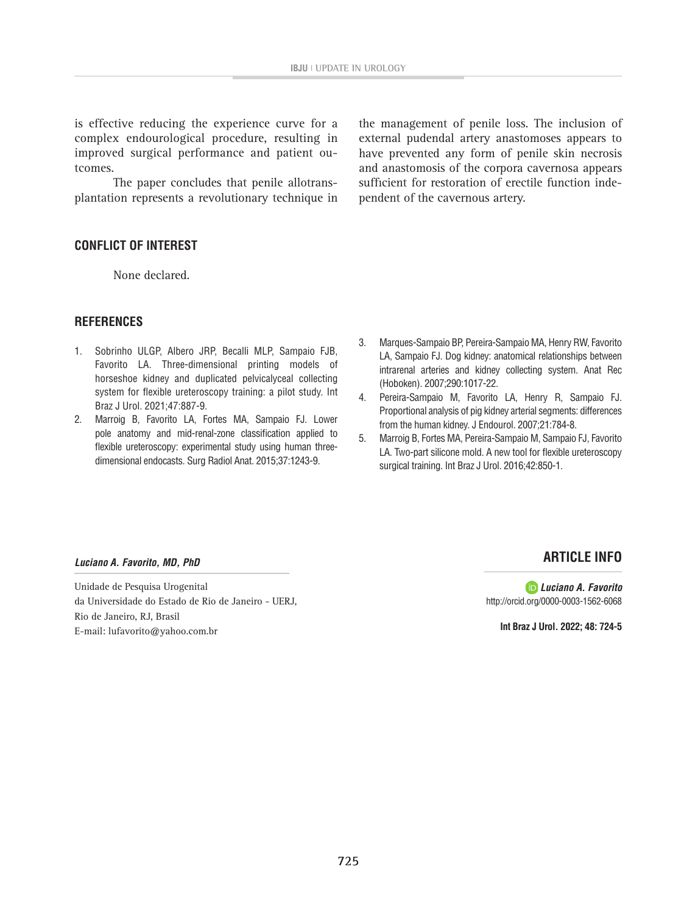is effective reducing the experience curve for a complex endourological procedure, resulting in improved surgical performance and patient outcomes.

The paper concludes that penile allotransplantation represents a revolutionary technique in the management of penile loss. The inclusion of external pudendal artery anastomoses appears to have prevented any form of penile skin necrosis and anastomosis of the corpora cavernosa appears sufficient for restoration of erectile function independent of the cavernous artery.

## CONFLICT OF INTEREST

None declared.

## REFERENCES

1. Sobrinho ULGP, Albero JRP, Becalli MLP, Sampaio FJB, Favorito LA. Three-dimensional printing models of horseshoe kidney and duplicated pelvicalyceal collecting system for flexible ureteroscopy training: a pilot study. Int Braz J Urol. 2021;47:887-9.
2. Marroig B, Favorito LA, Fortes MA, Sampaio FJ. Lower pole anatomy and mid-renal-zone classification applied to flexible ureteroscopy: experimental study using human three-dimensional endocasts. Surg Radiol Anat. 2015;37:1243-9.
3. Marques-Sampaio BP, Pereira-Sampaio MA, Henry RW, Favorito LA, Sampaio FJ. Dog kidney: anatomical relationships between intrarenal arteries and kidney collecting system. Anat Rec (Hoboken). 2007;290:1017-22.
4. Pereira-Sampaio M, Favorito LA, Henry R, Sampaio FJ. Proportional analysis of pig kidney arterial segments: differences from the human kidney. J Endourol. 2007;21:784-8.
5. Marroig B, Fortes MA, Pereira-Sampaio M, Sampaio FJ, Favorito LA. Two-part silicone mold. A new tool for flexible ureteroscopy surgical training. Int Braz J Urol. 2016;42:850-1.

***Luciano A. Favorito, MD, PhD***

Unidade de Pesquisa Urogenital
da Universidade do Estado de Rio de Janeiro - UERJ,
Rio de Janeiro, RJ, Brasil
E-mail: lufavorito@yahoo.com.br

## ARTICLE INFO

***Luciano A. Favorito***
http://orcid.org/0000-0003-1562-6068

**Int Braz J Urol. 2022; 48: 724-5**